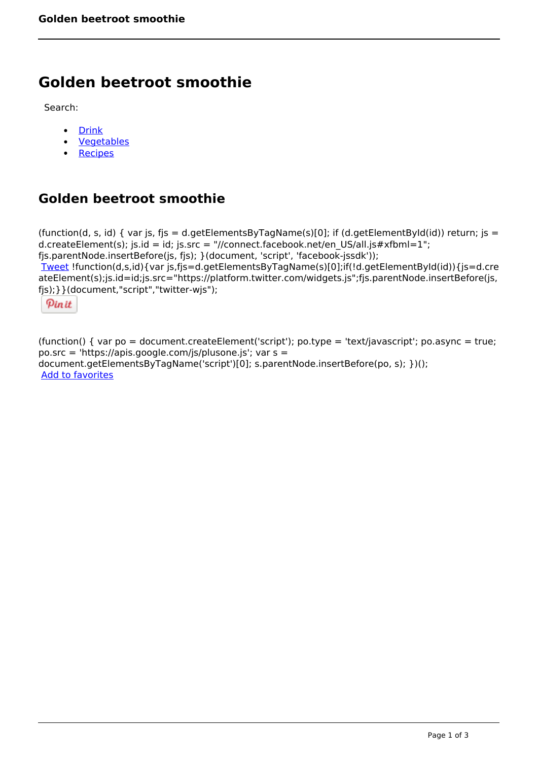# Golden beetroot smoothie

Search:

- Drink
- Vegetables
- Recipes

## Golden beetroot smoothie

(function(d, s, id) { var js, fjs = d.getElementsByTagName(s)[0]; if (d.getElementById(id)) return; js = d.createElement(s); js.id = id; js.src = "//connect.facebook.net/en_US/all.js#xfbml=1"; fjs.parentNode.insertBefore(js, fjs); }(document, 'script', 'facebook-jssdk'));

Tweet !function(d,s,id){var js,fjs=d.getElementsByTagName(s)[0];if(!d.getElementById(id)){js=d.createElement(s);js.id=id;js.src="https://platform.twitter.com/widgets.js";fjs.parentNode.insertBefore(js,fjs);}}(document,"script","twitter-wjs");

Pin it

(function() { var po = document.createElement('script'); po.type = 'text/javascript'; po.async = true; po.src = 'https://apis.google.com/js/plusone.js'; var s = document.getElementsByTagName('script')[0]; s.parentNode.insertBefore(po, s); })();

Add to favorites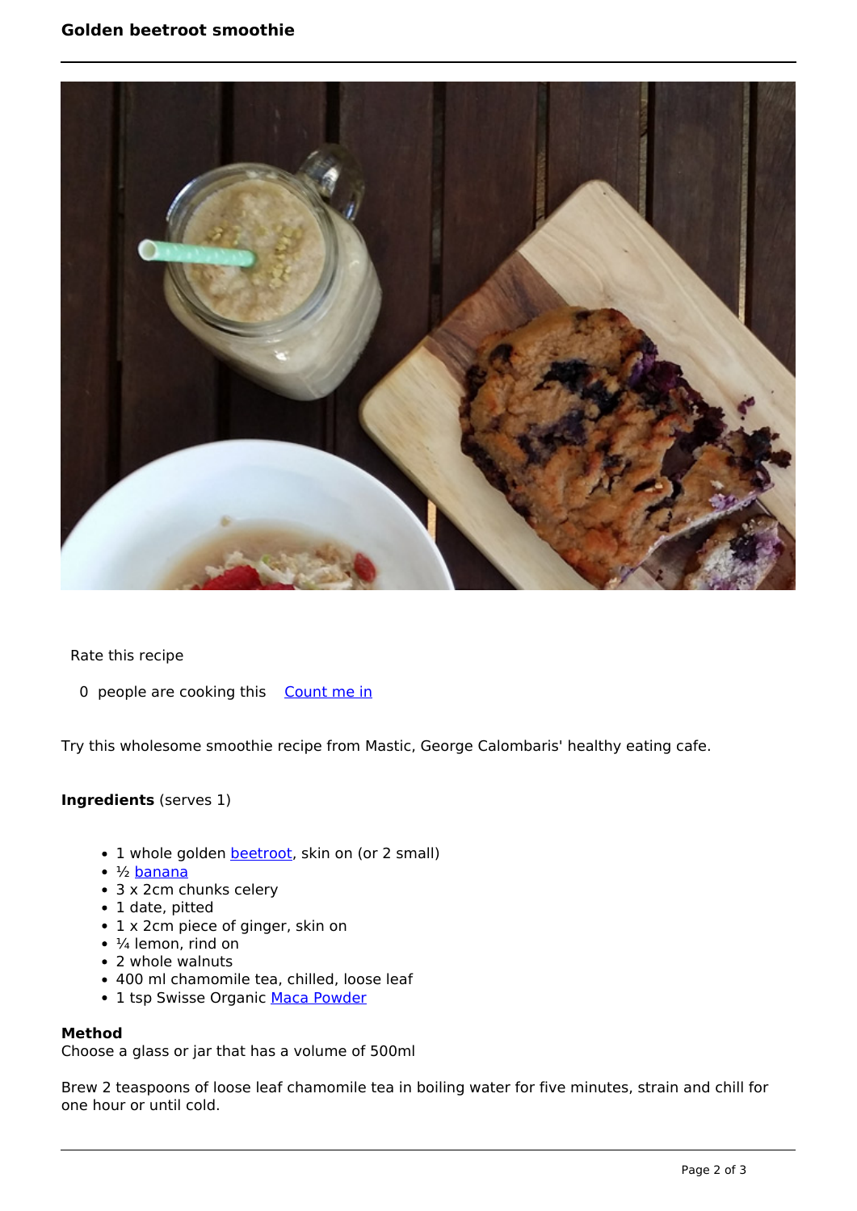Rate this recipe

0 people are cooking this Count me in

Try this wholesome smoothie recipe from Mastic, George Calombaris' healthy eating cafe.

**Ingredients** (serves 1)

- 1 whole golden beetroot, skin on (or 2 small)
- ½ banana
- 3 x 2cm chunks celery
- 1 date, pitted
- 1 x 2cm piece of ginger, skin on
- ¼ lemon, rind on
- 2 whole walnuts
- 400 ml chamomile tea, chilled, loose leaf
- 1 tsp Swisse Organic Maca Powder

**Method**

Choose a glass or jar that has a volume of 500ml

Brew 2 teaspoons of loose leaf chamomile tea in boiling water for five minutes, strain and chill for one hour or until cold.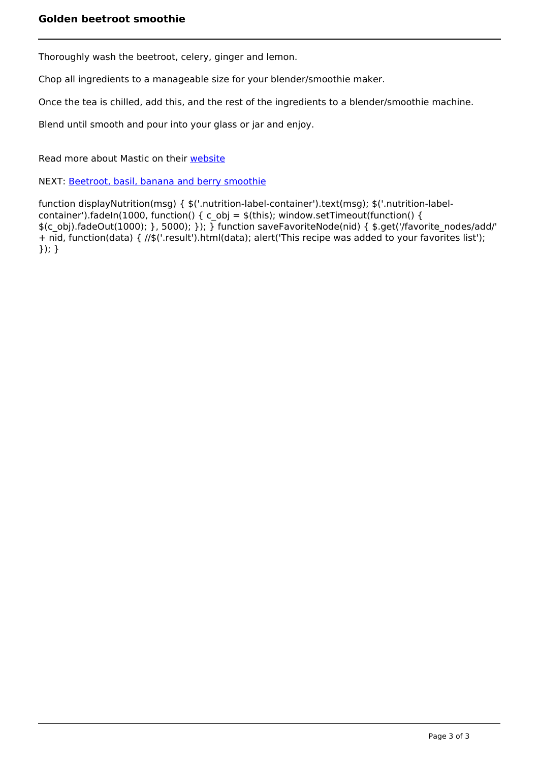Thoroughly wash the beetroot, celery, ginger and lemon.

Chop all ingredients to a manageable size for your blender/smoothie maker.

Once the tea is chilled, add this, and the rest of the ingredients to a blender/smoothie machine.

Blend until smooth and pour into your glass or jar and enjoy.

Read more about Mastic on their [website]()

NEXT: [Beetroot, basil, banana and berry smoothie]()

```
function displayNutrition(msg) { $('.nutrition-label-container').text(msg); $('.nutrition-label-container').fadeIn(1000, function() { c_obj = $(this); window.setTimeout(function() { $(c_obj).fadeOut(1000); }, 5000); }); } function saveFavoriteNode(nid) { $.get('/favorite_nodes/add/' + nid, function(data) { //$('.result').html(data); alert('This recipe was added to your favorites list'); }); }
```